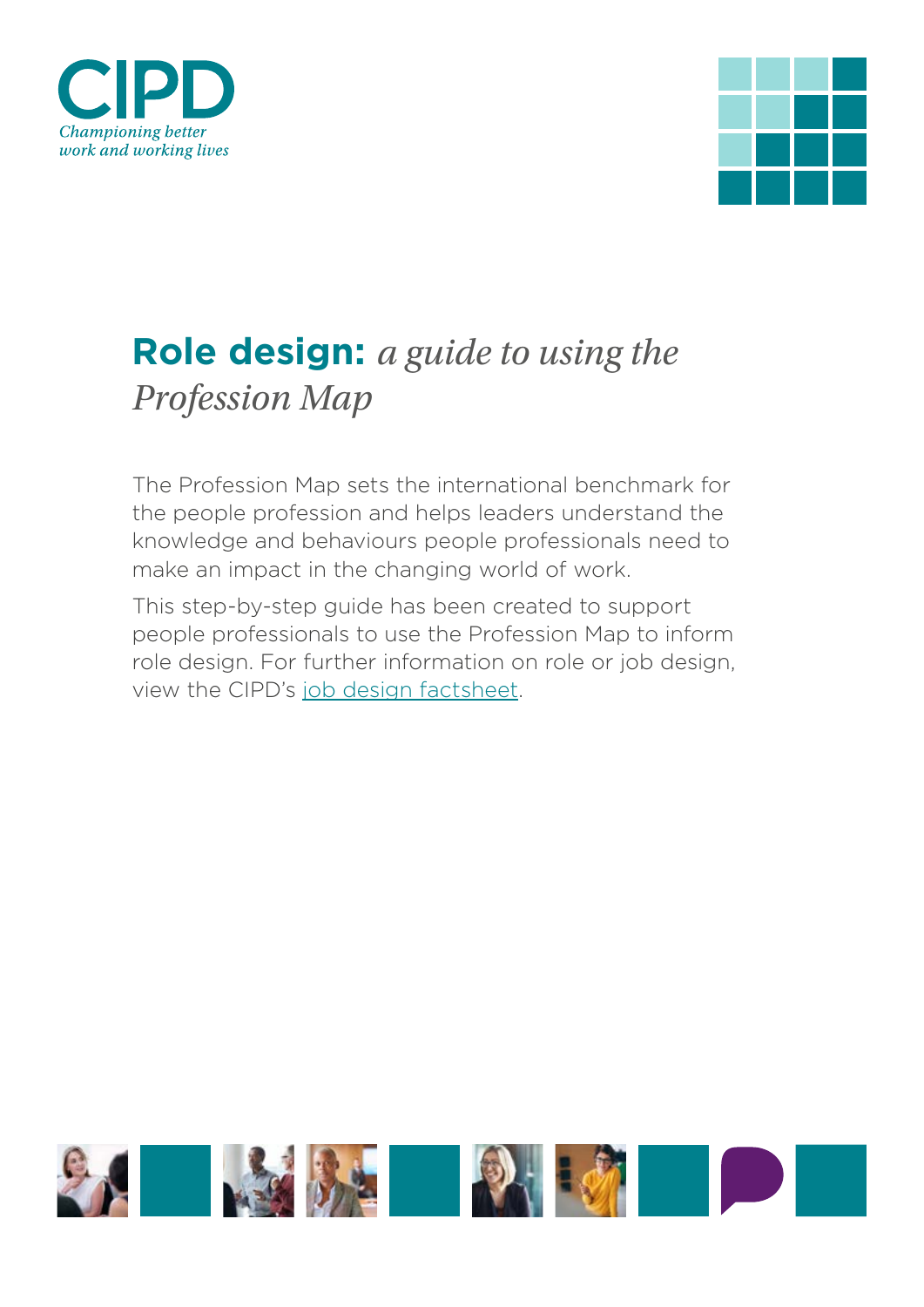CIPD

*Championing better work and working lives*

# **Role design:** *a guide to using the Profession Map*

The Profession Map sets the international benchmark for the people profession and helps leaders understand the knowledge and behaviours people professionals need to make an impact in the changing world of work.

This step-by-step guide has been created to support people professionals to use the Profession Map to inform role design. For further information on role or job design, view the CIPD's job design factsheet.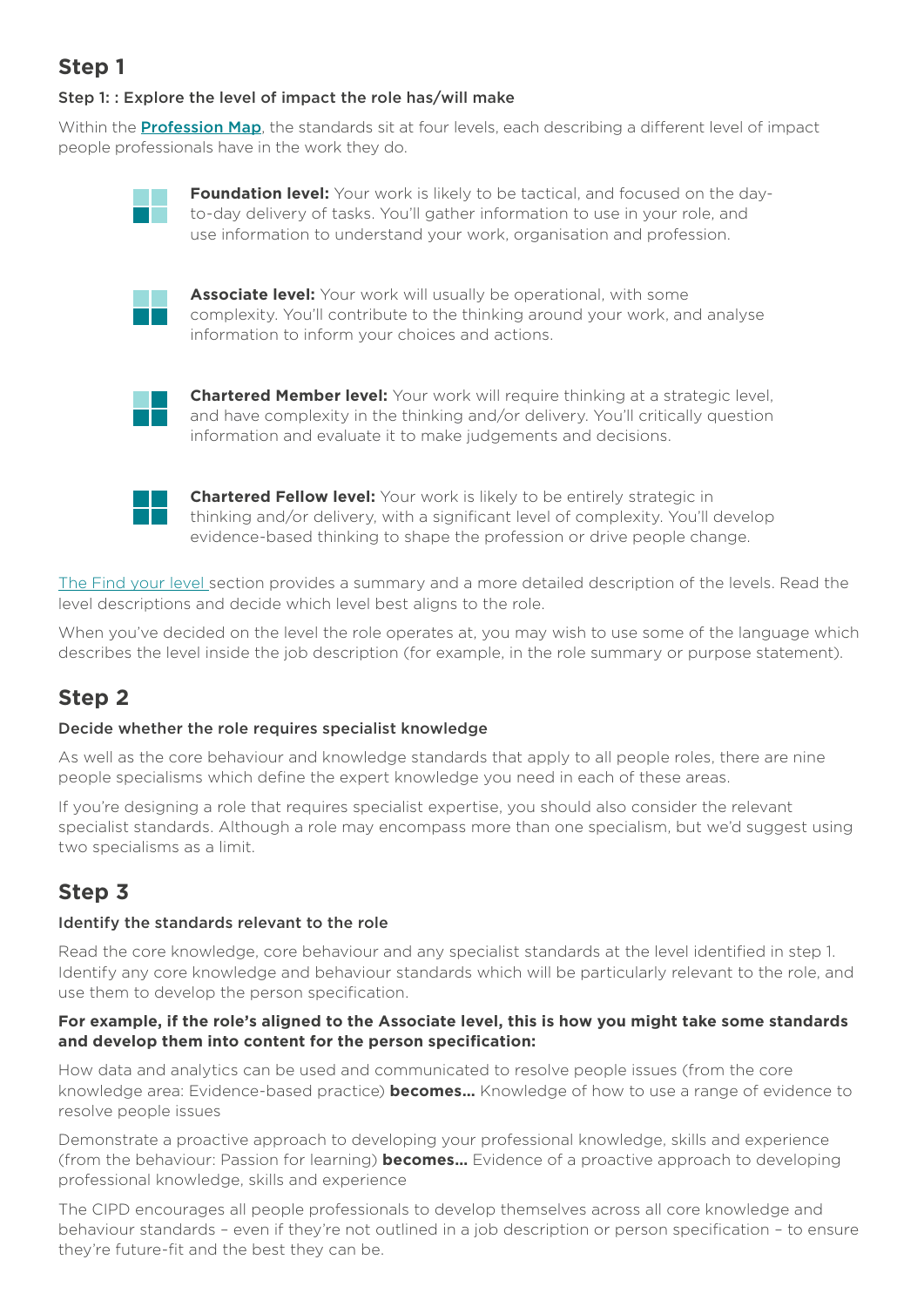## Step 1

### Step 1: : Explore the level of impact the role has/will make

Within the **Profession Map**, the standards sit at four levels, each describing a different level of impact people professionals have in the work they do.

**Foundation level:** Your work is likely to be tactical, and focused on the day-to-day delivery of tasks. You'll gather information to use in your role, and use information to understand your work, organisation and profession.

**Associate level:** Your work will usually be operational, with some complexity. You'll contribute to the thinking around your work, and analyse information to inform your choices and actions.

**Chartered Member level:** Your work will require thinking at a strategic level, and have complexity in the thinking and/or delivery. You'll critically question information and evaluate it to make judgements and decisions.

**Chartered Fellow level:** Your work is likely to be entirely strategic in thinking and/or delivery, with a significant level of complexity. You'll develop evidence-based thinking to shape the profession or drive people change.

The Find your level section provides a summary and a more detailed description of the levels. Read the level descriptions and decide which level best aligns to the role.

When you've decided on the level the role operates at, you may wish to use some of the language which describes the level inside the job description (for example, in the role summary or purpose statement).

## Step 2

### Decide whether the role requires specialist knowledge

As well as the core behaviour and knowledge standards that apply to all people roles, there are nine people specialisms which define the expert knowledge you need in each of these areas.

If you're designing a role that requires specialist expertise, you should also consider the relevant specialist standards. Although a role may encompass more than one specialism, but we'd suggest using two specialisms as a limit.

## Step 3

### Identify the standards relevant to the role

Read the core knowledge, core behaviour and any specialist standards at the level identified in step 1. Identify any core knowledge and behaviour standards which will be particularly relevant to the role, and use them to develop the person specification.

**For example, if the role's aligned to the Associate level, this is how you might take some standards and develop them into content for the person specification:**

How data and analytics can be used and communicated to resolve people issues (from the core knowledge area: Evidence-based practice) **becomes…** Knowledge of how to use a range of evidence to resolve people issues

Demonstrate a proactive approach to developing your professional knowledge, skills and experience (from the behaviour: Passion for learning) **becomes…** Evidence of a proactive approach to developing professional knowledge, skills and experience

The CIPD encourages all people professionals to develop themselves across all core knowledge and behaviour standards – even if they're not outlined in a job description or person specification – to ensure they're future-fit and the best they can be.